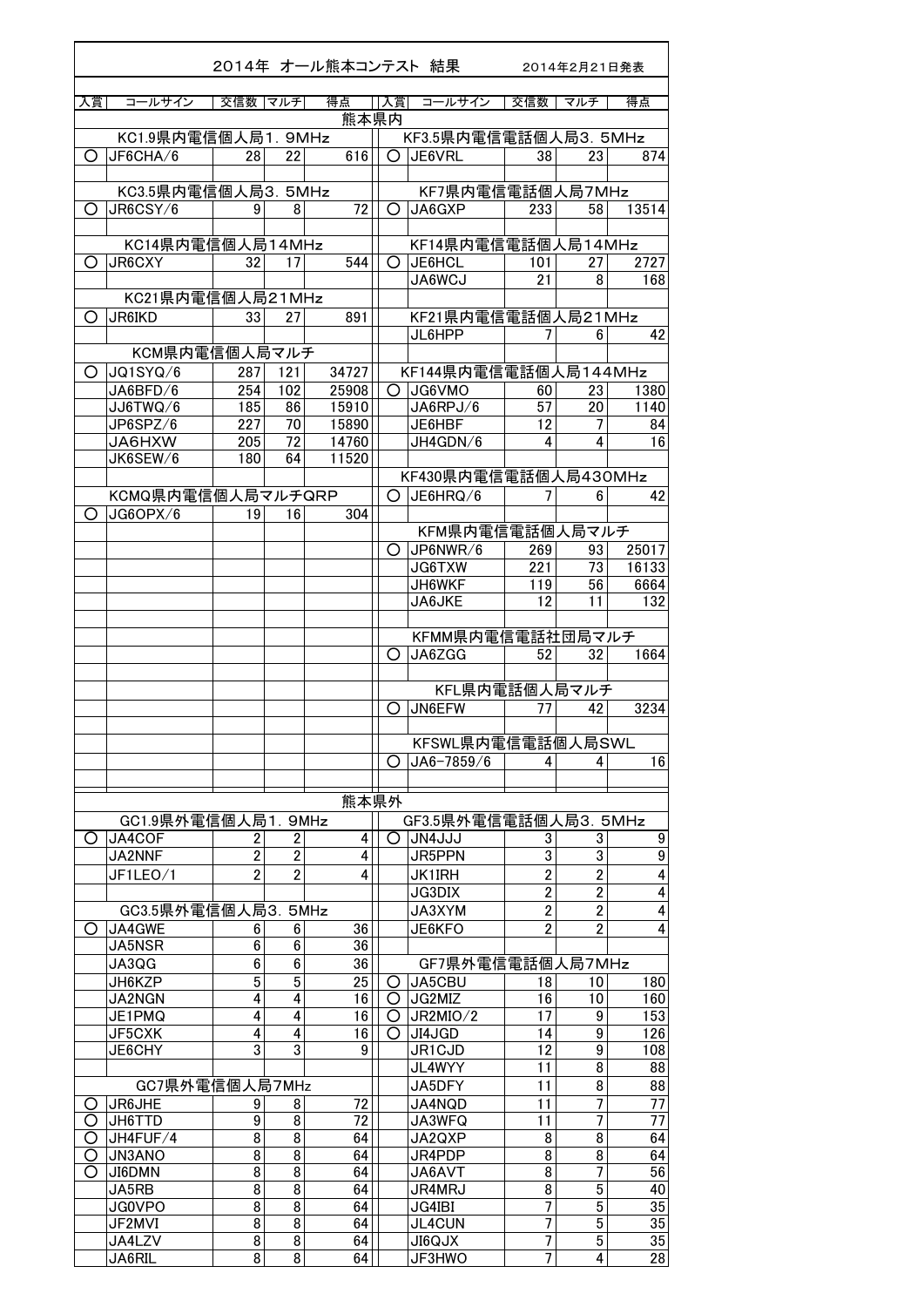# 2014年 オール熊本コンテスト 結果

2014年2月21日発表

## 熊本県内

| 入賞 | コールサイン | 交信数 | マルチ | 得点 | 入賞 | コールサイン | 交信数 | マルチ | 得点 |
|---|---|---|---|---|---|---|---|---|---|
| KC1.9県内電信個人局1．9MHz | | | | | KF3.5県内電信電話個人局3．5MHz | | | | |
| ○ | JF6CHA/6 | 28 | 22 | 616 | ○ | JE6VRL | 38 | 23 | 874 |
| KC3.5県内電信個人局3．5MHz | | | | | KF7県内電信電話個人局7MHz | | | | |
| ○ | JR6CSY/6 | 9 | 8 | 72 | ○ | JA6GXP | 233 | 58 | 13514 |
| KC14県内電信個人局14MHz | | | | | KF14県内電信電話個人局14MHz | | | | |
| ○ | JR6CXY | 32 | 17 | 544 | ○ | JE6HCL | 101 | 27 | 2727 |
| | | | | | | JA6WCJ | 21 | 8 | 168 |
| KC21県内電信個人局21MHz | | | | | | | | | |
| ○ | JR6IKD | 33 | 27 | 891 | KF21県内電信電話個人局21MHz | | | | |
| | | | | | | JL6HPP | 7 | 6 | 42 |
| KCM県内電信個人局マルチ | | | | | | | | | |
| ○ | JQ1SYQ/6 | 287 | 121 | 34727 | KF144県内電信電話個人局144MHz | | | | |
| | JA6BFD/6 | 254 | 102 | 25908 | ○ | JG6VMO | 60 | 23 | 1380 |
| | JJ6TWQ/6 | 185 | 86 | 15910 | | JA6RPJ/6 | 57 | 20 | 1140 |
| | JP6SPZ/6 | 227 | 70 | 15890 | | JE6HBF | 12 | 7 | 84 |
| | JA6HXW | 205 | 72 | 14760 | | JH4GDN/6 | 4 | 4 | 16 |
| | JK6SEW/6 | 180 | 64 | 11520 | | | | | |
| | | | | | KF430県内電信電話個人局430MHz | | | | |
| KCMQ県内電信個人局マルチQRP | | | | | ○ | JE6HRQ/6 | 7 | 6 | 42 |
| ○ | JG6OPX/6 | 19 | 16 | 304 | | | | | |
| | | | | | KFM県内電信電話個人局マルチ | | | | |
| | | | | | ○ | JP6NWR/6 | 269 | 93 | 25017 |
| | | | | | | JG6TXW | 221 | 73 | 16133 |
| | | | | | | JH6WKF | 119 | 56 | 6664 |
| | | | | | | JA6JKE | 12 | 11 | 132 |
| | | | | | KFMM県内電信電話社団局マルチ | | | | |
| | | | | | ○ | JA6ZGG | 52 | 32 | 1664 |
| | | | | | KFL県内電話個人局マルチ | | | | |
| | | | | | ○ | JN6EFW | 77 | 42 | 3234 |
| | | | | | KFSWL県内電信電話個人局SWL | | | | |
| | | | | | ○ | JA6-7859/6 | 4 | 4 | 16 |

## 熊本県外

| 入賞 | コールサイン | 交信数 | マルチ | 得点 | 入賞 | コールサイン | 交信数 | マルチ | 得点 |
|---|---|---|---|---|---|---|---|---|---|
| GC1.9県外電信個人局1．9MHz | | | | | GF3.5県外電信電話個人局3．5MHz | | | | |
| ○ | JA4COF | 2 | 2 | 4 | ○ | JN4JJJ | 3 | 3 | 9 |
| | JA2NNF | 2 | 2 | 4 | | JR5PPN | 3 | 3 | 9 |
| | JF1LEO/1 | 2 | 2 | 4 | | JK1IRH | 2 | 2 | 4 |
| | | | | | | JG3DIX | 2 | 2 | 4 |
| GC3.5県外電信個人局3．5MHz | | | | | | JA3XYM | 2 | 2 | 4 |
| ○ | JA4GWE | 6 | 6 | 36 | | JE6KFO | 2 | 2 | 4 |
| | JA5NSR | 6 | 6 | 36 | | | | | |
| | JA3QG | 6 | 6 | 36 | GF7県外電信電話個人局7MHz | | | | |
| | JH6KZP | 5 | 5 | 25 | ○ | JA5CBU | 18 | 10 | 180 |
| | JA2NGN | 4 | 4 | 16 | ○ | JG2MIZ | 16 | 10 | 160 |
| | JE1PMQ | 4 | 4 | 16 | ○ | JR2MIO/2 | 17 | 9 | 153 |
| | JF5CXK | 4 | 4 | 16 | ○ | JI4JGD | 14 | 9 | 126 |
| | JE6CHY | 3 | 3 | 9 | | JR1CJD | 12 | 9 | 108 |
| | | | | | | JL4WYY | 11 | 8 | 88 |
| GC7県外電信個人局7MHz | | | | | | JA5DFY | 11 | 8 | 88 |
| ○ | JR6JHE | 9 | 8 | 72 | | JA4NQD | 11 | 7 | 77 |
| ○ | JH6TTD | 9 | 8 | 72 | | JA3WFQ | 11 | 7 | 77 |
| ○ | JH4FUF/4 | 8 | 8 | 64 | | JA2QXP | 8 | 8 | 64 |
| ○ | JN3ANO | 8 | 8 | 64 | | JR4PDP | 8 | 8 | 64 |
| ○ | JI6DMN | 8 | 8 | 64 | | JA6AVT | 8 | 7 | 56 |
| | JA5RB | 8 | 8 | 64 | | JR4MRJ | 8 | 5 | 40 |
| | JG0VPO | 8 | 8 | 64 | | JG4IBI | 7 | 5 | 35 |
| | JF2MVI | 8 | 8 | 64 | | JL4CUN | 7 | 5 | 35 |
| | JA4LZV | 8 | 8 | 64 | | JI6QJX | 7 | 5 | 35 |
| | JA6RIL | 8 | 8 | 64 | | JF3HWO | 7 | 4 | 28 |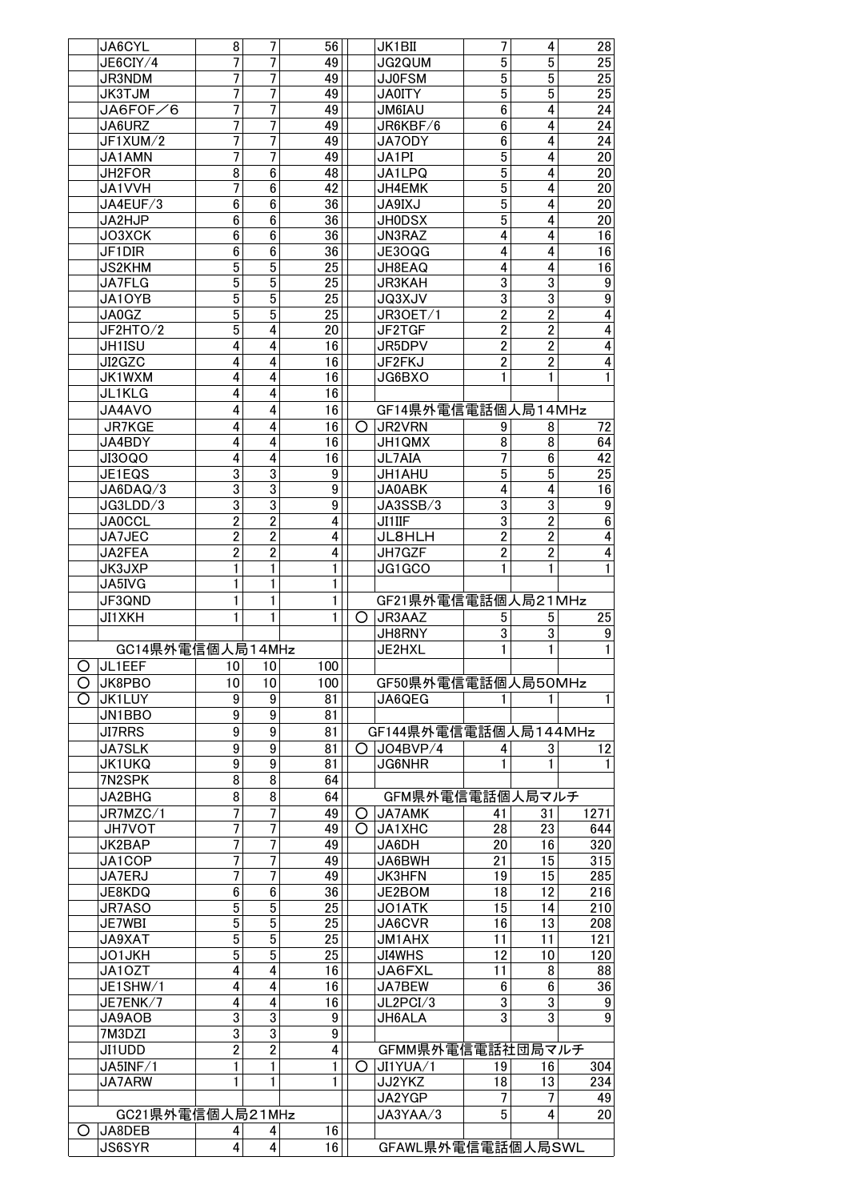| | | | | |
|---|---|---|---|---|
| | JA6CYL | 8 | 7 | 56 |
| | JE6CIY/4 | 7 | 7 | 49 |
| | JR3NDM | 7 | 7 | 49 |
| | JK3TJM | 7 | 7 | 49 |
| | JA6FOF／6 | 7 | 7 | 49 |
| | JA6URZ | 7 | 7 | 49 |
| | JF1XUM/2 | 7 | 7 | 49 |
| | JA1AMN | 7 | 7 | 49 |
| | JH2FOR | 8 | 6 | 48 |
| | JA1VVH | 7 | 6 | 42 |
| | JA4EUF/3 | 6 | 6 | 36 |
| | JA2HJP | 6 | 6 | 36 |
| | JO3XCK | 6 | 6 | 36 |
| | JF1DIR | 6 | 6 | 36 |
| | JS2KHM | 5 | 5 | 25 |
| | JA7FLG | 5 | 5 | 25 |
| | JA1OYB | 5 | 5 | 25 |
| | JA0GZ | 5 | 5 | 25 |
| | JF2HTO/2 | 5 | 4 | 20 |
| | JH1ISU | 4 | 4 | 16 |
| | JI2GZC | 4 | 4 | 16 |
| | JK1WXM | 4 | 4 | 16 |
| | JL1KLG | 4 | 4 | 16 |
| | JA4AVO | 4 | 4 | 16 |
| | JR7KGE | 4 | 4 | 16 |
| | JA4BDY | 4 | 4 | 16 |
| | JI3OQO | 4 | 4 | 16 |
| | JE1EQS | 3 | 3 | 9 |
| | JA6DAQ/3 | 3 | 3 | 9 |
| | JG3LDD/3 | 3 | 3 | 9 |
| | JA0CCL | 2 | 2 | 4 |
| | JA7JEC | 2 | 2 | 4 |
| | JA2FEA | 2 | 2 | 4 |
| | JK3JXP | 1 | 1 | 1 |
| | JA5IVG | 1 | 1 | 1 |
| | JF3QND | 1 | 1 | 1 |
| | JI1XKH | 1 | 1 | 1 |
| | | | | |
| | GC14県外電信個人局14MHz | | | |
| ○ | JL1EEF | 10 | 10 | 100 |
| ○ | JK8PBO | 10 | 10 | 100 |
| ○ | JK1LUY | 9 | 9 | 81 |
| | JN1BBO | 9 | 9 | 81 |
| | JI7RRS | 9 | 9 | 81 |
| | JA7SLK | 9 | 9 | 81 |
| | JK1UKQ | 9 | 9 | 81 |
| | 7N2SPK | 8 | 8 | 64 |
| | JA2BHG | 8 | 8 | 64 |
| | JR7MZC/1 | 7 | 7 | 49 |
| | JH7VOT | 7 | 7 | 49 |
| | JK2BAP | 7 | 7 | 49 |
| | JA1COP | 7 | 7 | 49 |
| | JA7ERJ | 7 | 7 | 49 |
| | JE8KDQ | 6 | 6 | 36 |
| | JR7ASO | 5 | 5 | 25 |
| | JE7WBI | 5 | 5 | 25 |
| | JA9XAT | 5 | 5 | 25 |
| | JO1JKH | 5 | 5 | 25 |
| | JA1OZT | 4 | 4 | 16 |
| | JE1SHW/1 | 4 | 4 | 16 |
| | JE7ENK/7 | 4 | 4 | 16 |
| | JA9AOB | 3 | 3 | 9 |
| | 7M3DZI | 3 | 3 | 9 |
| | JI1UDD | 2 | 2 | 4 |
| | JA5INF/1 | 1 | 1 | 1 |
| | JA7ARW | 1 | 1 | 1 |
| | | | | |
| | GC21県外電信個人局21MHz | | | |
| ○ | JA8DEB | 4 | 4 | 16 |
| | JS6SYR | 4 | 4 | 16 |
| | JK1BII | 7 | 4 | 28 |
| | JG2QUM | 5 | 5 | 25 |
| | JJ0FSM | 5 | 5 | 25 |
| | JA0ITY | 5 | 5 | 25 |
| | JM6IAU | 6 | 4 | 24 |
| | JR6KBF/6 | 6 | 4 | 24 |
| | JA7ODY | 6 | 4 | 24 |
| | JA1PI | 5 | 4 | 20 |
| | JA1LPQ | 5 | 4 | 20 |
| | JH4EMK | 5 | 4 | 20 |
| | JA9IXJ | 5 | 4 | 20 |
| | JH0DSX | 5 | 4 | 20 |
| | JN3RAZ | 4 | 4 | 16 |
| | JE3OQG | 4 | 4 | 16 |
| | JH8EAQ | 4 | 4 | 16 |
| | JR3KAH | 3 | 3 | 9 |
| | JQ3XJV | 3 | 3 | 9 |
| | JR3OET/1 | 2 | 2 | 4 |
| | JF2TGF | 2 | 2 | 4 |
| | JR5DPV | 2 | 2 | 4 |
| | JF2FKJ | 2 | 2 | 4 |
| | JG6BXO | 1 | 1 | 1 |
| | | | | |
| | GF14県外電信電話個人局14MHz | | | |
| ○ | JR2VRN | 9 | 8 | 72 |
| | JH1QMX | 8 | 8 | 64 |
| | JL7AIA | 7 | 6 | 42 |
| | JH1AHU | 5 | 5 | 25 |
| | JA0ABK | 4 | 4 | 16 |
| | JA3SSB/3 | 3 | 3 | 9 |
| | JI1IIF | 3 | 2 | 6 |
| | JL8HLH | 2 | 2 | 4 |
| | JH7GZF | 2 | 2 | 4 |
| | JG1GCO | 1 | 1 | 1 |
| | | | | |
| | GF21県外電信電話個人局21MHz | | | |
| ○ | JR3AAZ | 5 | 5 | 25 |
| | JH8RNY | 3 | 3 | 9 |
| | JE2HXL | 1 | 1 | 1 |
| | | | | |
| | GF50県外電信電話個人局50MHz | | | |
| | JA6QEG | 1 | 1 | 1 |
| | | | | |
| | GF144県外電信電話個人局144MHz | | | |
| ○ | JO4BVP/4 | 4 | 3 | 12 |
| | JG6NHR | 1 | 1 | 1 |
| | | | | |
| | GFM県外電信電話個人局マルチ | | | |
| ○ | JA7AMK | 41 | 31 | 1271 |
| ○ | JA1XHC | 28 | 23 | 644 |
| | JA6DH | 20 | 16 | 320 |
| | JA6BWH | 21 | 15 | 315 |
| | JK3HFN | 19 | 15 | 285 |
| | JE2BOM | 18 | 12 | 216 |
| | JO1ATK | 15 | 14 | 210 |
| | JA6CVR | 16 | 13 | 208 |
| | JM1AHX | 11 | 11 | 121 |
| | JI4WHS | 12 | 10 | 120 |
| | JA6FXL | 11 | 8 | 88 |
| | JA7BEW | 6 | 6 | 36 |
| | JL2PCI/3 | 3 | 3 | 9 |
| | JH6ALA | 3 | 3 | 9 |
| | | | | |
| | GFMM県外電信電話社団局マルチ | | | |
| ○ | JI1YUA/1 | 19 | 16 | 304 |
| | JJ2YKZ | 18 | 13 | 234 |
| | JA2YGP | 7 | 7 | 49 |
| | JA3YAA/3 | 5 | 4 | 20 |
| | | | | |
| | GFAWL県外電信電話個人局SWL | | | |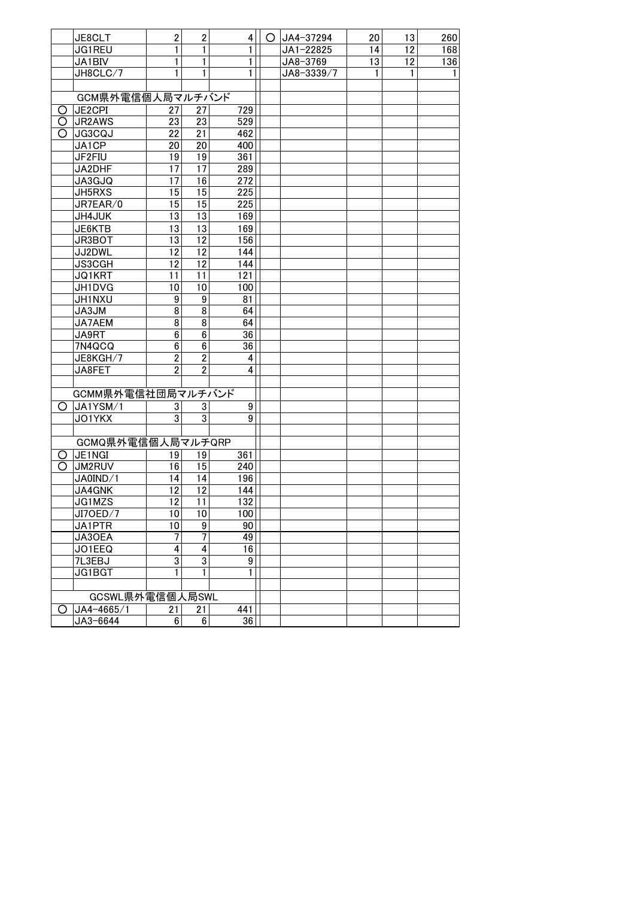| | | | | | | | | | |
|---|---|---|---|---|---|---|---|---|---|
| | JE8CLT | 2 | 2 | 4 | ○ | JA4-37294 | 20 | 13 | 260 |
| | JG1REU | 1 | 1 | 1 | | JA1-22825 | 14 | 12 | 168 |
| | JA1BIV | 1 | 1 | 1 | | JA8-3769 | 13 | 12 | 136 |
| | JH8CLC/7 | 1 | 1 | 1 | | JA8-3339/7 | 1 | 1 | 1 |
| | | | | | | | | | |
| | GCM県外電信個人局マルチバンド | | | | | | | | |
| ○ | JE2CPI | 27 | 27 | 729 | | | | | |
| ○ | JR2AWS | 23 | 23 | 529 | | | | | |
| ○ | JG3CQJ | 22 | 21 | 462 | | | | | |
| | JA1CP | 20 | 20 | 400 | | | | | |
| | JF2FIU | 19 | 19 | 361 | | | | | |
| | JA2DHF | 17 | 17 | 289 | | | | | |
| | JA3GJQ | 17 | 16 | 272 | | | | | |
| | JH5RXS | 15 | 15 | 225 | | | | | |
| | JR7EAR/0 | 15 | 15 | 225 | | | | | |
| | JH4JUK | 13 | 13 | 169 | | | | | |
| | JE6KTB | 13 | 13 | 169 | | | | | |
| | JR3BOT | 13 | 12 | 156 | | | | | |
| | JJ2DWL | 12 | 12 | 144 | | | | | |
| | JS3CGH | 12 | 12 | 144 | | | | | |
| | JQ1KRT | 11 | 11 | 121 | | | | | |
| | JH1DVG | 10 | 10 | 100 | | | | | |
| | JH1NXU | 9 | 9 | 81 | | | | | |
| | JA3JM | 8 | 8 | 64 | | | | | |
| | JA7AEM | 8 | 8 | 64 | | | | | |
| | JA9RT | 6 | 6 | 36 | | | | | |
| | 7N4QCQ | 6 | 6 | 36 | | | | | |
| | JE8KGH/7 | 2 | 2 | 4 | | | | | |
| | JA8FET | 2 | 2 | 4 | | | | | |
| | | | | | | | | | |
| | GCMM県外電信社団局マルチバンド | | | | | | | | |
| ○ | JA1YSM/1 | 3 | 3 | 9 | | | | | |
| | JO1YKX | 3 | 3 | 9 | | | | | |
| | | | | | | | | | |
| | GCMQ県外電信個人局マルチQRP | | | | | | | | |
| ○ | JE1NGI | 19 | 19 | 361 | | | | | |
| ○ | JM2RUV | 16 | 15 | 240 | | | | | |
| | JA0IND/1 | 14 | 14 | 196 | | | | | |
| | JA4GNK | 12 | 12 | 144 | | | | | |
| | JG1MZS | 12 | 11 | 132 | | | | | |
| | JI7OED/7 | 10 | 10 | 100 | | | | | |
| | JA1PTR | 10 | 9 | 90 | | | | | |
| | JA3OEA | 7 | 7 | 49 | | | | | |
| | JO1EEQ | 4 | 4 | 16 | | | | | |
| | 7L3EBJ | 3 | 3 | 9 | | | | | |
| | JG1BGT | 1 | 1 | 1 | | | | | |
| | | | | | | | | | |
| | GCSWL県外電信個人局SWL | | | | | | | | |
| ○ | JA4-4665/1 | 21 | 21 | 441 | | | | | |
| | JA3-6644 | 6 | 6 | 36 | | | | | |